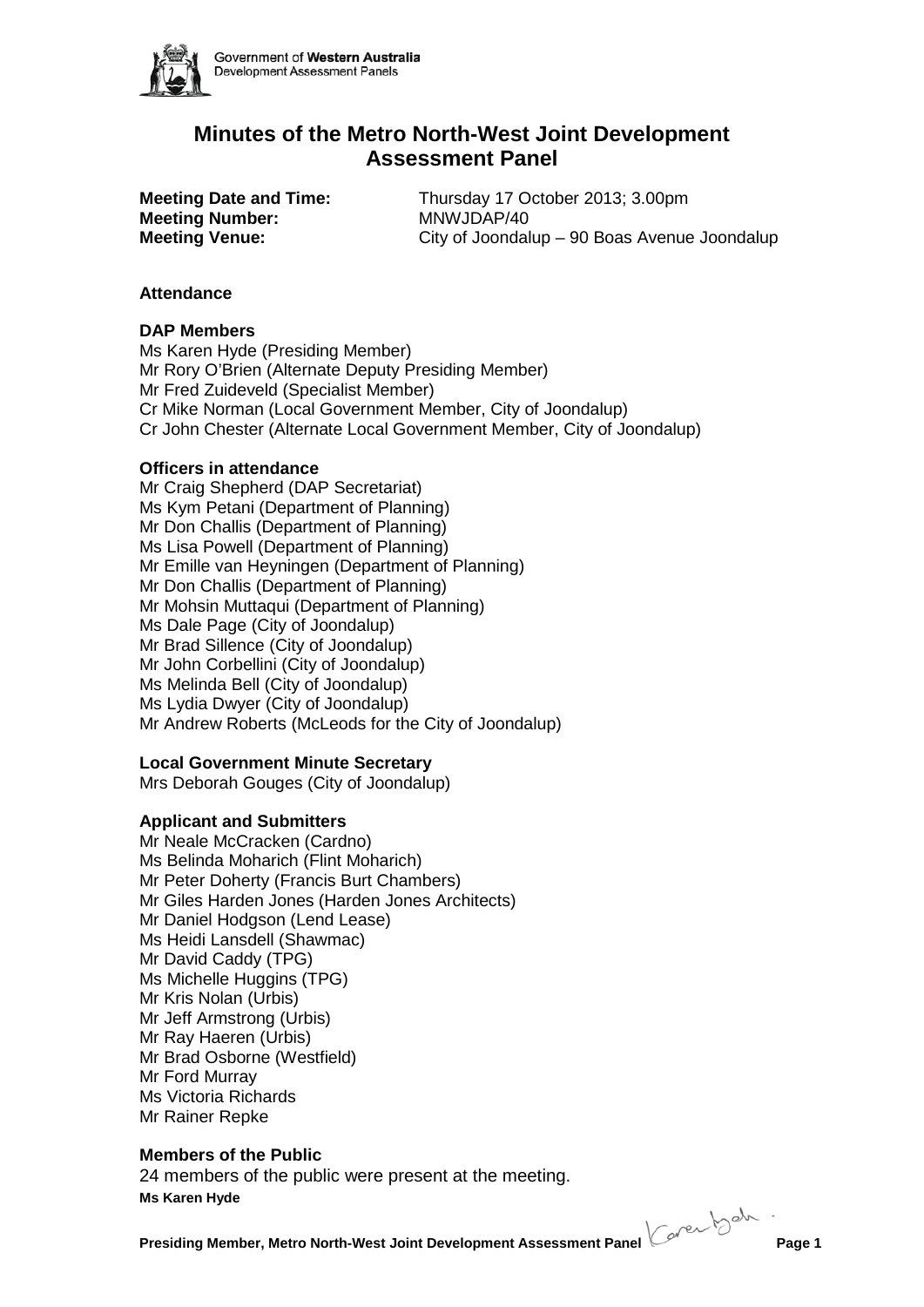# Minutes of the Metro North-West Joint Development Assessment Panel

**Meeting Date and Time:** Thursday 17 October 2013; 3.00pm
**Meeting Number:** MNWJDAP/40
**Meeting Venue:** City of Joondalup – 90 Boas Avenue Joondalup

**Attendance**

**DAP Members**

Ms Karen Hyde (Presiding Member)
Mr Rory O'Brien (Alternate Deputy Presiding Member)
Mr Fred Zuideveld (Specialist Member)
Cr Mike Norman (Local Government Member, City of Joondalup)
Cr John Chester (Alternate Local Government Member, City of Joondalup)

**Officers in attendance**

Mr Craig Shepherd (DAP Secretariat)
Ms Kym Petani (Department of Planning)
Mr Don Challis (Department of Planning)
Ms Lisa Powell (Department of Planning)
Mr Emille van Heyningen (Department of Planning)
Mr Don Challis (Department of Planning)
Mr Mohsin Muttaqui (Department of Planning)
Ms Dale Page (City of Joondalup)
Mr Brad Sillence (City of Joondalup)
Mr John Corbellini (City of Joondalup)
Ms Melinda Bell (City of Joondalup)
Ms Lydia Dwyer (City of Joondalup)
Mr Andrew Roberts (McLeods for the City of Joondalup)

**Local Government Minute Secretary**

Mrs Deborah Gouges (City of Joondalup)

**Applicant and Submitters**

Mr Neale McCracken (Cardno)
Ms Belinda Moharich (Flint Moharich)
Mr Peter Doherty (Francis Burt Chambers)
Mr Giles Harden Jones (Harden Jones Architects)
Mr Daniel Hodgson (Lend Lease)
Ms Heidi Lansdell (Shawmac)
Mr David Caddy (TPG)
Ms Michelle Huggins (TPG)
Mr Kris Nolan (Urbis)
Mr Jeff Armstrong (Urbis)
Mr Ray Haeren (Urbis)
Mr Brad Osborne (Westfield)
Mr Ford Murray
Ms Victoria Richards
Mr Rainer Repke

**Members of the Public**

24 members of the public were present at the meeting.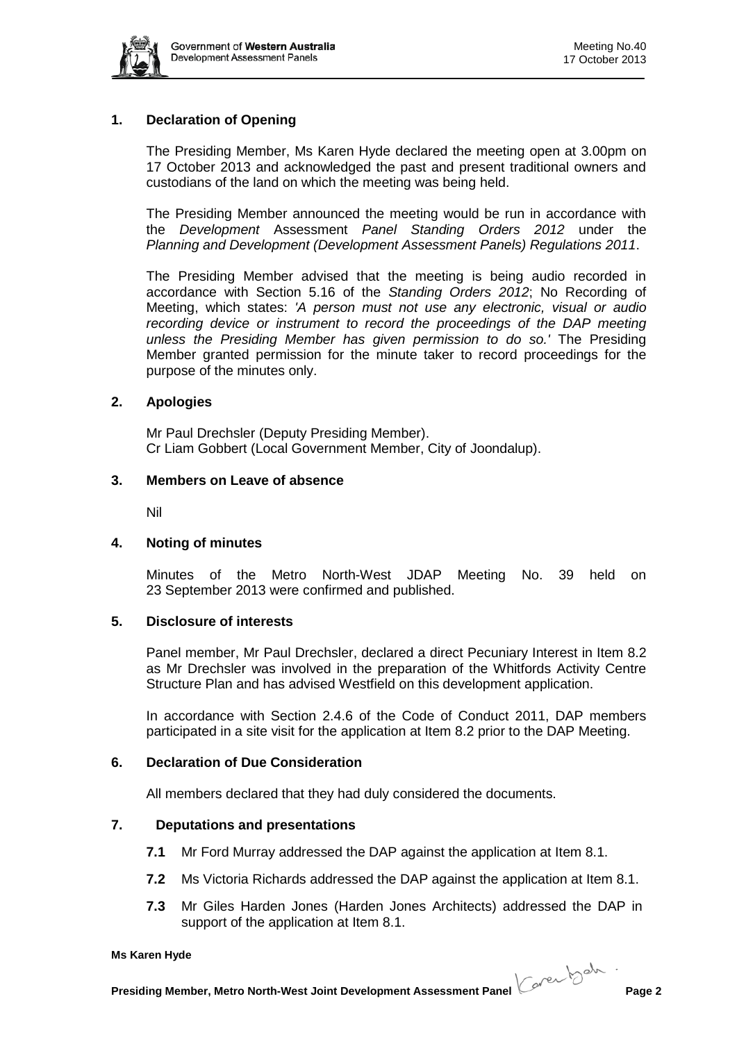## 1. Declaration of Opening

The Presiding Member, Ms Karen Hyde declared the meeting open at 3.00pm on 17 October 2013 and acknowledged the past and present traditional owners and custodians of the land on which the meeting was being held.

The Presiding Member announced the meeting would be run in accordance with the *Development* Assessment *Panel Standing Orders 2012* under the *Planning and Development (Development Assessment Panels) Regulations 2011*.

The Presiding Member advised that the meeting is being audio recorded in accordance with Section 5.16 of the *Standing Orders 2012*; No Recording of Meeting, which states: *'A person must not use any electronic, visual or audio recording device or instrument to record the proceedings of the DAP meeting unless the Presiding Member has given permission to do so.'* The Presiding Member granted permission for the minute taker to record proceedings for the purpose of the minutes only.

## 2. Apologies

Mr Paul Drechsler (Deputy Presiding Member).
Cr Liam Gobbert (Local Government Member, City of Joondalup).

## 3. Members on Leave of absence

Nil

## 4. Noting of minutes

Minutes of the Metro North-West JDAP Meeting No. 39 held on 23 September 2013 were confirmed and published.

## 5. Disclosure of interests

Panel member, Mr Paul Drechsler, declared a direct Pecuniary Interest in Item 8.2 as Mr Drechsler was involved in the preparation of the Whitfords Activity Centre Structure Plan and has advised Westfield on this development application.

In accordance with Section 2.4.6 of the Code of Conduct 2011, DAP members participated in a site visit for the application at Item 8.2 prior to the DAP Meeting.

## 6. Declaration of Due Consideration

All members declared that they had duly considered the documents.

## 7. Deputations and presentations

**7.1** Mr Ford Murray addressed the DAP against the application at Item 8.1.

**7.2** Ms Victoria Richards addressed the DAP against the application at Item 8.1.

**7.3** Mr Giles Harden Jones (Harden Jones Architects) addressed the DAP in support of the application at Item 8.1.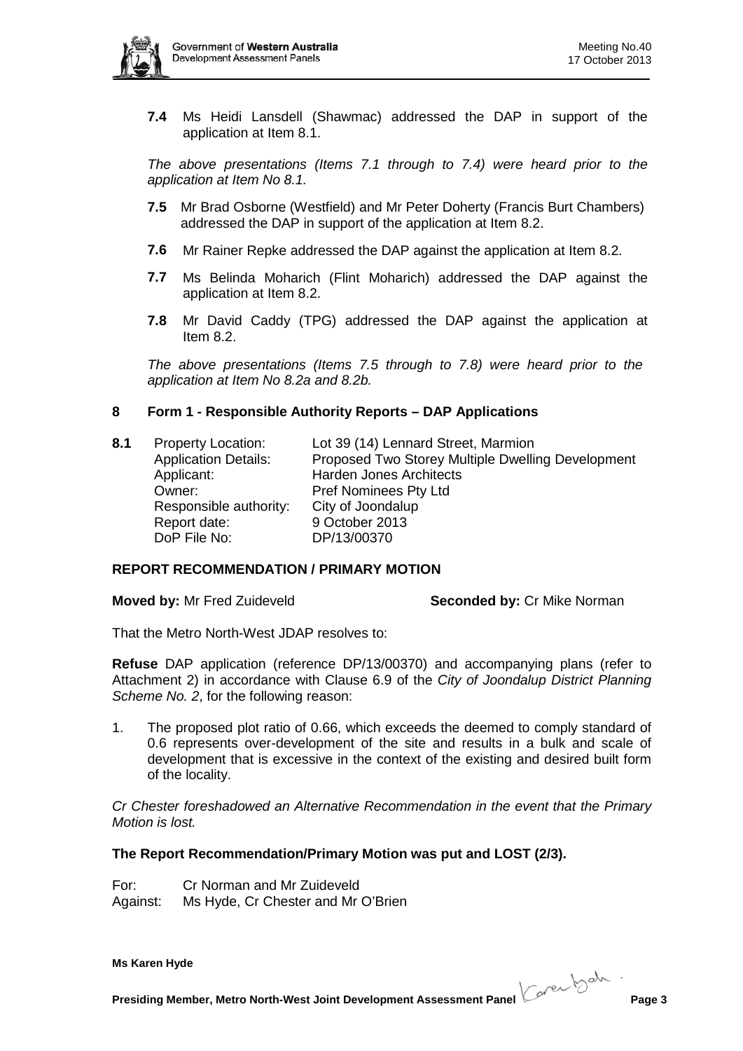**7.4** Ms Heidi Lansdell (Shawmac) addressed the DAP in support of the application at Item 8.1.

*The above presentations (Items 7.1 through to 7.4) were heard prior to the application at Item No 8.1.*

**7.5** Mr Brad Osborne (Westfield) and Mr Peter Doherty (Francis Burt Chambers) addressed the DAP in support of the application at Item 8.2.

**7.6** Mr Rainer Repke addressed the DAP against the application at Item 8.2.

**7.7** Ms Belinda Moharich (Flint Moharich) addressed the DAP against the application at Item 8.2.

**7.8** Mr David Caddy (TPG) addressed the DAP against the application at Item 8.2.

*The above presentations (Items 7.5 through to 7.8) were heard prior to the application at Item No 8.2a and 8.2b.*

## 8 Form 1 - Responsible Authority Reports – DAP Applications

**8.1**

| | |
|---|---|
| Property Location: | Lot 39 (14) Lennard Street, Marmion |
| Application Details: | Proposed Two Storey Multiple Dwelling Development |
| Applicant: | Harden Jones Architects |
| Owner: | Pref Nominees Pty Ltd |
| Responsible authority: | City of Joondalup |
| Report date: | 9 October 2013 |
| DoP File No: | DP/13/00370 |

**REPORT RECOMMENDATION / PRIMARY MOTION**

**Moved by:** Mr Fred Zuideveld **Seconded by:** Cr Mike Norman

That the Metro North-West JDAP resolves to:

**Refuse** DAP application (reference DP/13/00370) and accompanying plans (refer to Attachment 2) in accordance with Clause 6.9 of the *City of Joondalup District Planning Scheme No. 2*, for the following reason:

1. The proposed plot ratio of 0.66, which exceeds the deemed to comply standard of 0.6 represents over-development of the site and results in a bulk and scale of development that is excessive in the context of the existing and desired built form of the locality.

*Cr Chester foreshadowed an Alternative Recommendation in the event that the Primary Motion is lost.*

**The Report Recommendation/Primary Motion was put and LOST (2/3).**

For: Cr Norman and Mr Zuideveld
Against: Ms Hyde, Cr Chester and Mr O'Brien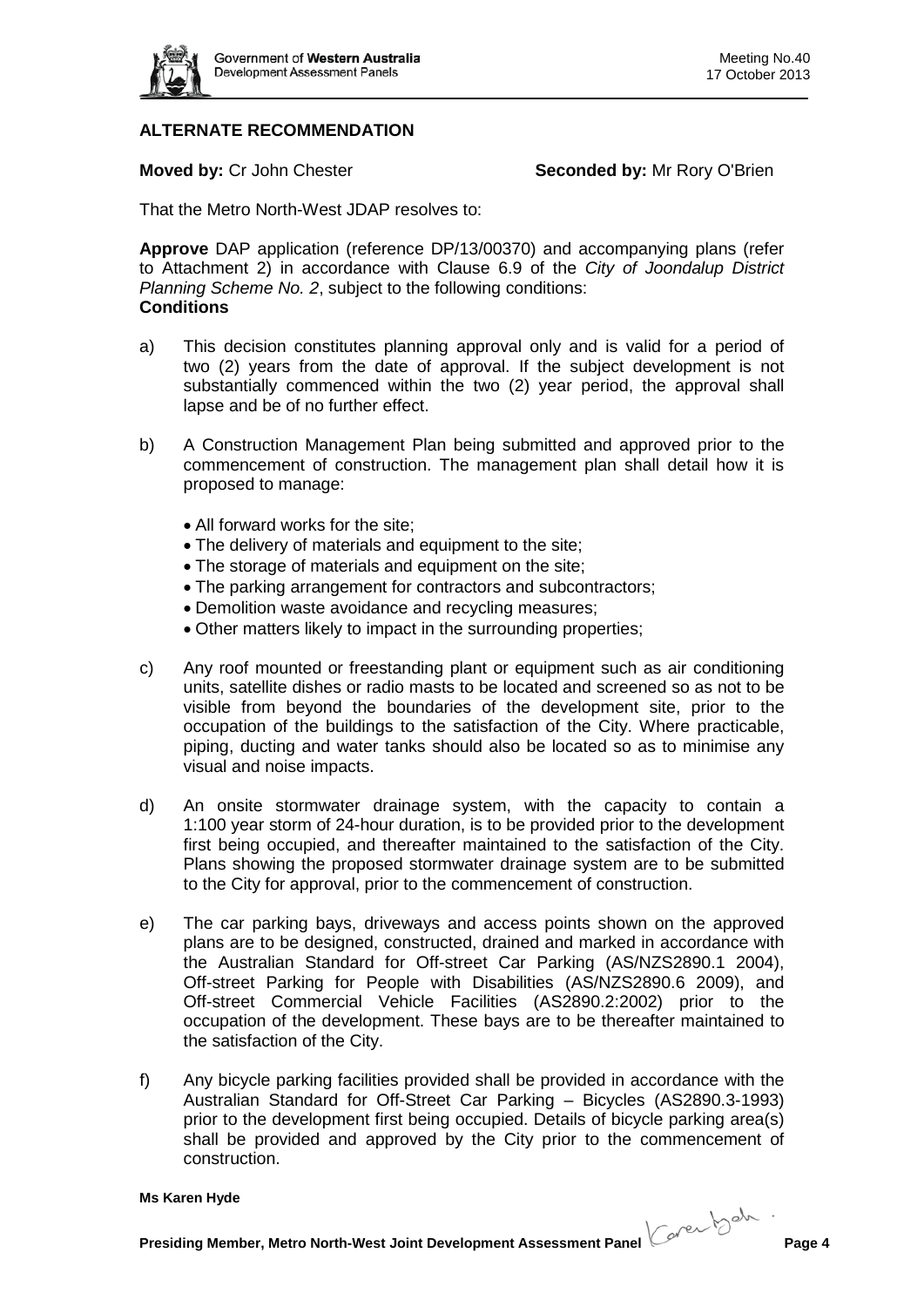## ALTERNATE RECOMMENDATION

**Moved by:** Cr John Chester **Seconded by:** Mr Rory O'Brien

That the Metro North-West JDAP resolves to:

**Approve** DAP application (reference DP/13/00370) and accompanying plans (refer to Attachment 2) in accordance with Clause 6.9 of the *City of Joondalup District Planning Scheme No. 2*, subject to the following conditions:

**Conditions**

a) This decision constitutes planning approval only and is valid for a period of two (2) years from the date of approval. If the subject development is not substantially commenced within the two (2) year period, the approval shall lapse and be of no further effect.

b) A Construction Management Plan being submitted and approved prior to the commencement of construction. The management plan shall detail how it is proposed to manage:

- All forward works for the site;
- The delivery of materials and equipment to the site;
- The storage of materials and equipment on the site;
- The parking arrangement for contractors and subcontractors;
- Demolition waste avoidance and recycling measures;
- Other matters likely to impact in the surrounding properties;

c) Any roof mounted or freestanding plant or equipment such as air conditioning units, satellite dishes or radio masts to be located and screened so as not to be visible from beyond the boundaries of the development site, prior to the occupation of the buildings to the satisfaction of the City. Where practicable, piping, ducting and water tanks should also be located so as to minimise any visual and noise impacts.

d) An onsite stormwater drainage system, with the capacity to contain a 1:100 year storm of 24-hour duration, is to be provided prior to the development first being occupied, and thereafter maintained to the satisfaction of the City. Plans showing the proposed stormwater drainage system are to be submitted to the City for approval, prior to the commencement of construction.

e) The car parking bays, driveways and access points shown on the approved plans are to be designed, constructed, drained and marked in accordance with the Australian Standard for Off-street Car Parking (AS/NZS2890.1 2004), Off-street Parking for People with Disabilities (AS/NZS2890.6 2009), and Off-street Commercial Vehicle Facilities (AS2890.2:2002) prior to the occupation of the development. These bays are to be thereafter maintained to the satisfaction of the City.

f) Any bicycle parking facilities provided shall be provided in accordance with the Australian Standard for Off-Street Car Parking – Bicycles (AS2890.3-1993) prior to the development first being occupied. Details of bicycle parking area(s) shall be provided and approved by the City prior to the commencement of construction.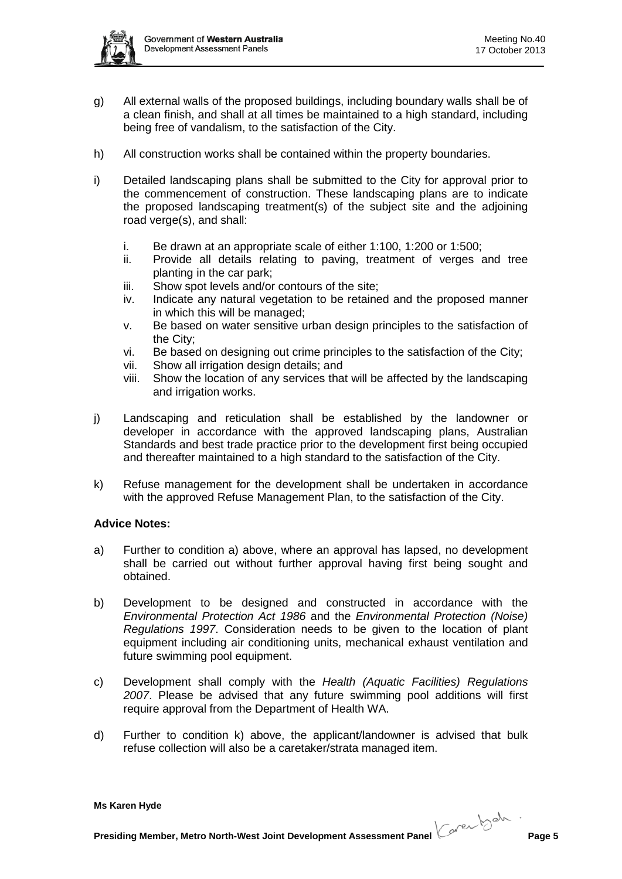g) All external walls of the proposed buildings, including boundary walls shall be of a clean finish, and shall at all times be maintained to a high standard, including being free of vandalism, to the satisfaction of the City.

h) All construction works shall be contained within the property boundaries.

i) Detailed landscaping plans shall be submitted to the City for approval prior to the commencement of construction. These landscaping plans are to indicate the proposed landscaping treatment(s) of the subject site and the adjoining road verge(s), and shall:

   i. Be drawn at an appropriate scale of either 1:100, 1:200 or 1:500;
   ii. Provide all details relating to paving, treatment of verges and tree planting in the car park;
   iii. Show spot levels and/or contours of the site;
   iv. Indicate any natural vegetation to be retained and the proposed manner in which this will be managed;
   v. Be based on water sensitive urban design principles to the satisfaction of the City;
   vi. Be based on designing out crime principles to the satisfaction of the City;
   vii. Show all irrigation design details; and
   viii. Show the location of any services that will be affected by the landscaping and irrigation works.

j) Landscaping and reticulation shall be established by the landowner or developer in accordance with the approved landscaping plans, Australian Standards and best trade practice prior to the development first being occupied and thereafter maintained to a high standard to the satisfaction of the City.

k) Refuse management for the development shall be undertaken in accordance with the approved Refuse Management Plan, to the satisfaction of the City.

**Advice Notes:**

a) Further to condition a) above, where an approval has lapsed, no development shall be carried out without further approval having first being sought and obtained.

b) Development to be designed and constructed in accordance with the *Environmental Protection Act 1986* and the *Environmental Protection (Noise) Regulations 1997*. Consideration needs to be given to the location of plant equipment including air conditioning units, mechanical exhaust ventilation and future swimming pool equipment.

c) Development shall comply with the *Health (Aquatic Facilities) Regulations 2007*. Please be advised that any future swimming pool additions will first require approval from the Department of Health WA.

d) Further to condition k) above, the applicant/landowner is advised that bulk refuse collection will also be a caretaker/strata managed item.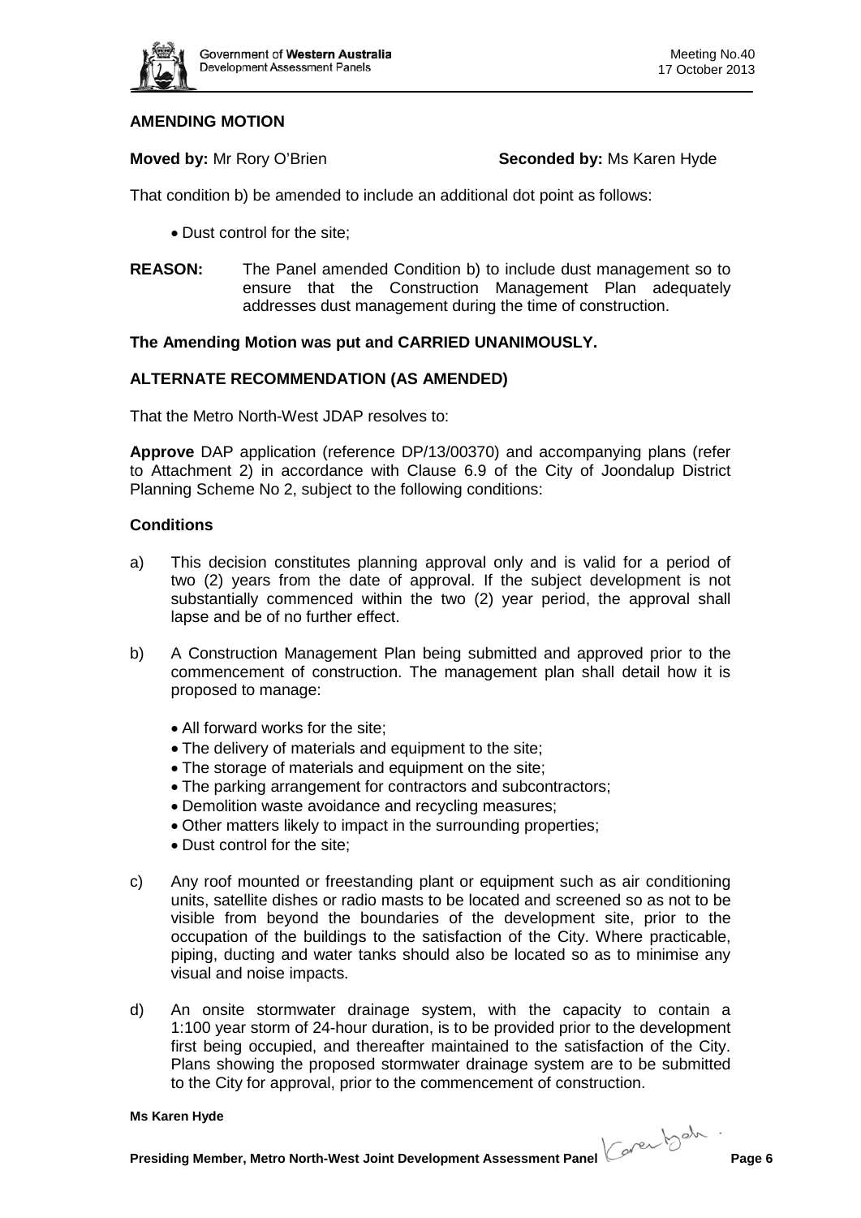**AMENDING MOTION**

**Moved by:** Mr Rory O'Brien **Seconded by:** Ms Karen Hyde

That condition b) be amended to include an additional dot point as follows:

- Dust control for the site;

**REASON:** The Panel amended Condition b) to include dust management so to ensure that the Construction Management Plan adequately addresses dust management during the time of construction.

**The Amending Motion was put and CARRIED UNANIMOUSLY.**

**ALTERNATE RECOMMENDATION (AS AMENDED)**

That the Metro North-West JDAP resolves to:

**Approve** DAP application (reference DP/13/00370) and accompanying plans (refer to Attachment 2) in accordance with Clause 6.9 of the City of Joondalup District Planning Scheme No 2, subject to the following conditions:

**Conditions**

a) This decision constitutes planning approval only and is valid for a period of two (2) years from the date of approval. If the subject development is not substantially commenced within the two (2) year period, the approval shall lapse and be of no further effect.

b) A Construction Management Plan being submitted and approved prior to the commencement of construction. The management plan shall detail how it is proposed to manage:

   - All forward works for the site;
   - The delivery of materials and equipment to the site;
   - The storage of materials and equipment on the site;
   - The parking arrangement for contractors and subcontractors;
   - Demolition waste avoidance and recycling measures;
   - Other matters likely to impact in the surrounding properties;
   - Dust control for the site;

c) Any roof mounted or freestanding plant or equipment such as air conditioning units, satellite dishes or radio masts to be located and screened so as not to be visible from beyond the boundaries of the development site, prior to the occupation of the buildings to the satisfaction of the City. Where practicable, piping, ducting and water tanks should also be located so as to minimise any visual and noise impacts.

d) An onsite stormwater drainage system, with the capacity to contain a 1:100 year storm of 24-hour duration, is to be provided prior to the development first being occupied, and thereafter maintained to the satisfaction of the City. Plans showing the proposed stormwater drainage system are to be submitted to the City for approval, prior to the commencement of construction.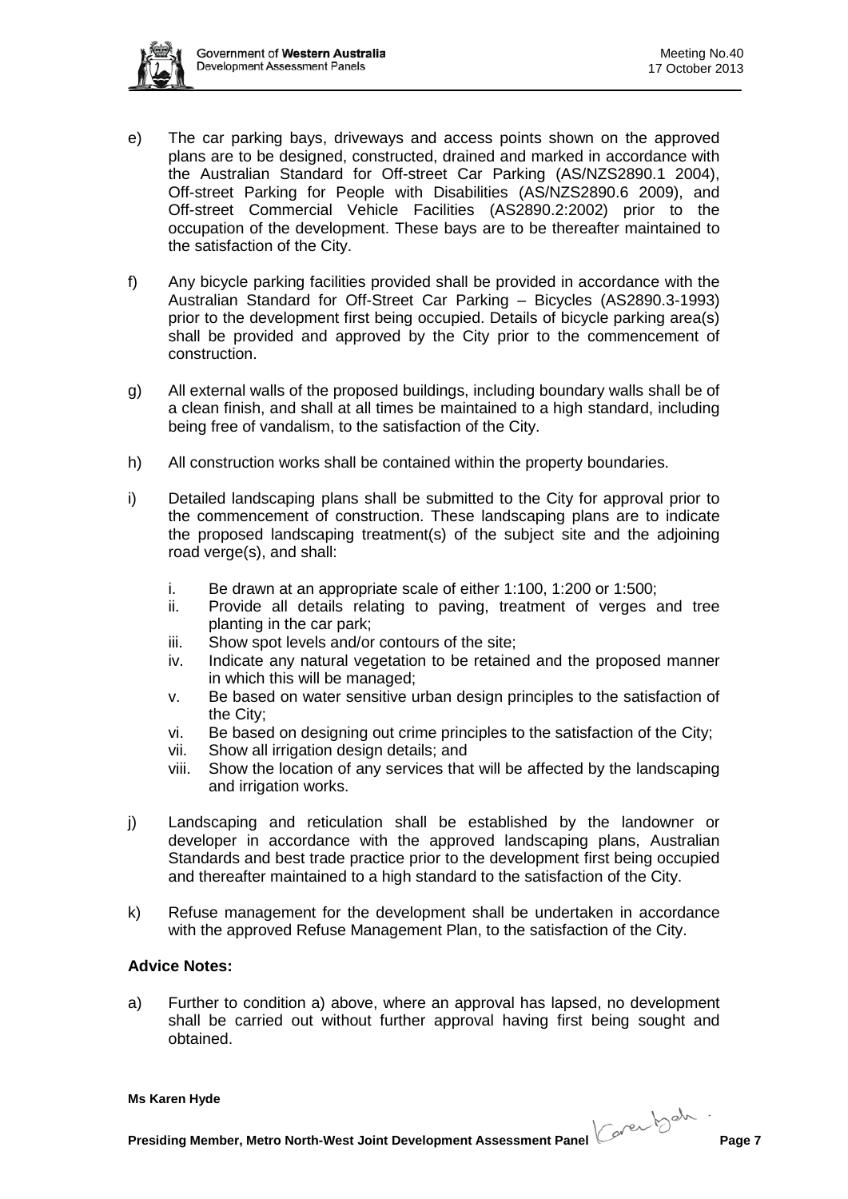e) The car parking bays, driveways and access points shown on the approved plans are to be designed, constructed, drained and marked in accordance with the Australian Standard for Off-street Car Parking (AS/NZS2890.1 2004), Off-street Parking for People with Disabilities (AS/NZS2890.6 2009), and Off-street Commercial Vehicle Facilities (AS2890.2:2002) prior to the occupation of the development. These bays are to be thereafter maintained to the satisfaction of the City.

f) Any bicycle parking facilities provided shall be provided in accordance with the Australian Standard for Off-Street Car Parking – Bicycles (AS2890.3-1993) prior to the development first being occupied. Details of bicycle parking area(s) shall be provided and approved by the City prior to the commencement of construction.

g) All external walls of the proposed buildings, including boundary walls shall be of a clean finish, and shall at all times be maintained to a high standard, including being free of vandalism, to the satisfaction of the City.

h) All construction works shall be contained within the property boundaries.

i) Detailed landscaping plans shall be submitted to the City for approval prior to the commencement of construction. These landscaping plans are to indicate the proposed landscaping treatment(s) of the subject site and the adjoining road verge(s), and shall:

    i. Be drawn at an appropriate scale of either 1:100, 1:200 or 1:500;
    ii. Provide all details relating to paving, treatment of verges and tree planting in the car park;
    iii. Show spot levels and/or contours of the site;
    iv. Indicate any natural vegetation to be retained and the proposed manner in which this will be managed;
    v. Be based on water sensitive urban design principles to the satisfaction of the City;
    vi. Be based on designing out crime principles to the satisfaction of the City;
    vii. Show all irrigation design details; and
    viii. Show the location of any services that will be affected by the landscaping and irrigation works.

j) Landscaping and reticulation shall be established by the landowner or developer in accordance with the approved landscaping plans, Australian Standards and best trade practice prior to the development first being occupied and thereafter maintained to a high standard to the satisfaction of the City.

k) Refuse management for the development shall be undertaken in accordance with the approved Refuse Management Plan, to the satisfaction of the City.

**Advice Notes:**

a) Further to condition a) above, where an approval has lapsed, no development shall be carried out without further approval having first being sought and obtained.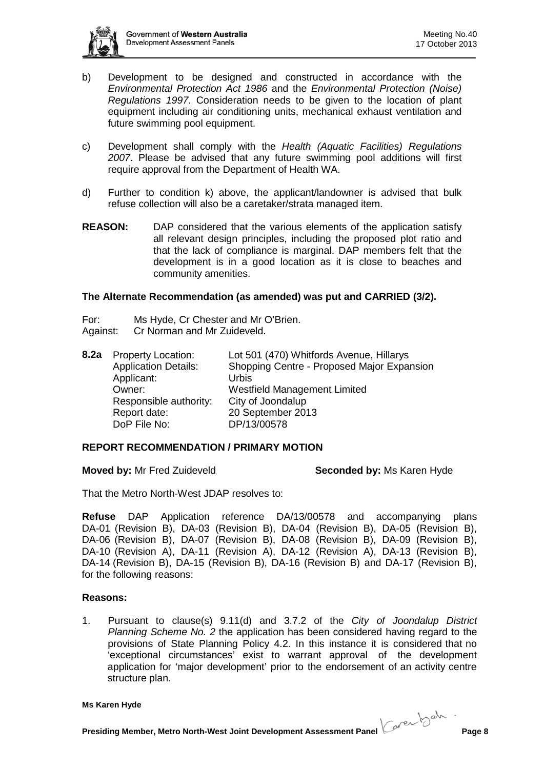b) Development to be designed and constructed in accordance with the *Environmental Protection Act 1986* and the *Environmental Protection (Noise) Regulations 1997*. Consideration needs to be given to the location of plant equipment including air conditioning units, mechanical exhaust ventilation and future swimming pool equipment.

c) Development shall comply with the *Health (Aquatic Facilities) Regulations 2007*. Please be advised that any future swimming pool additions will first require approval from the Department of Health WA.

d) Further to condition k) above, the applicant/landowner is advised that bulk refuse collection will also be a caretaker/strata managed item.

**REASON:** DAP considered that the various elements of the application satisfy all relevant design principles, including the proposed plot ratio and that the lack of compliance is marginal. DAP members felt that the development is in a good location as it is close to beaches and community amenities.

**The Alternate Recommendation (as amended) was put and CARRIED (3/2).**

For: Ms Hyde, Cr Chester and Mr O'Brien.
Against: Cr Norman and Mr Zuideveld.

**8.2a** Property Location: Lot 501 (470) Whitfords Avenue, Hillarys
Application Details: Shopping Centre - Proposed Major Expansion
Applicant: Urbis
Owner: Westfield Management Limited
Responsible authority: City of Joondalup
Report date: 20 September 2013
DoP File No: DP/13/00578

**REPORT RECOMMENDATION / PRIMARY MOTION**

**Moved by:** Mr Fred Zuideveld **Seconded by:** Ms Karen Hyde

That the Metro North-West JDAP resolves to:

**Refuse** DAP Application reference DA/13/00578 and accompanying plans DA-01 (Revision B), DA-03 (Revision B), DA-04 (Revision B), DA-05 (Revision B), DA-06 (Revision B), DA-07 (Revision B), DA-08 (Revision B), DA-09 (Revision B), DA-10 (Revision A), DA-11 (Revision A), DA-12 (Revision A), DA-13 (Revision B), DA-14 (Revision B), DA-15 (Revision B), DA-16 (Revision B) and DA-17 (Revision B), for the following reasons:

**Reasons:**

1. Pursuant to clause(s) 9.11(d) and 3.7.2 of the *City of Joondalup District Planning Scheme No. 2* the application has been considered having regard to the provisions of State Planning Policy 4.2. In this instance it is considered that no 'exceptional circumstances' exist to warrant approval of the development application for 'major development' prior to the endorsement of an activity centre structure plan.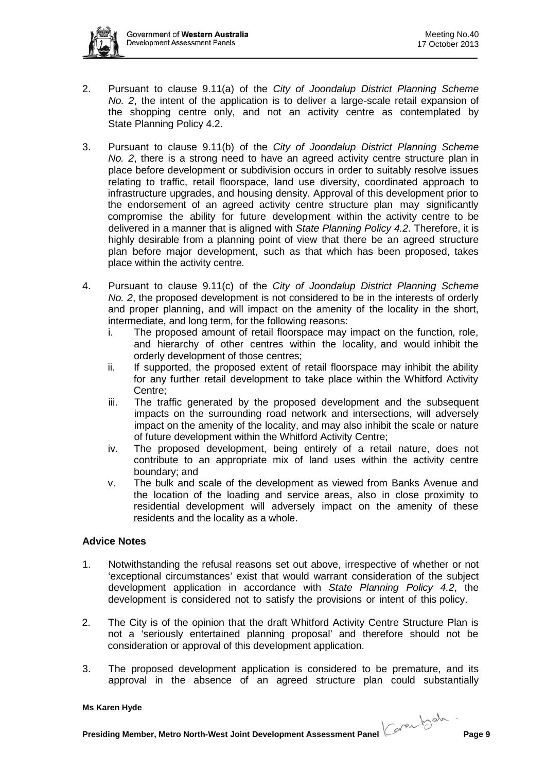2. Pursuant to clause 9.11(a) of the *City of Joondalup District Planning Scheme No. 2*, the intent of the application is to deliver a large-scale retail expansion of the shopping centre only, and not an activity centre as contemplated by State Planning Policy 4.2.

3. Pursuant to clause 9.11(b) of the *City of Joondalup District Planning Scheme No. 2*, there is a strong need to have an agreed activity centre structure plan in place before development or subdivision occurs in order to suitably resolve issues relating to traffic, retail floorspace, land use diversity, coordinated approach to infrastructure upgrades, and housing density. Approval of this development prior to the endorsement of an agreed activity centre structure plan may significantly compromise the ability for future development within the activity centre to be delivered in a manner that is aligned with *State Planning Policy 4.2*. Therefore, it is highly desirable from a planning point of view that there be an agreed structure plan before major development, such as that which has been proposed, takes place within the activity centre.

4. Pursuant to clause 9.11(c) of the *City of Joondalup District Planning Scheme No. 2*, the proposed development is not considered to be in the interests of orderly and proper planning, and will impact on the amenity of the locality in the short, intermediate, and long term, for the following reasons:
   i. The proposed amount of retail floorspace may impact on the function, role, and hierarchy of other centres within the locality, and would inhibit the orderly development of those centres;
   ii. If supported, the proposed extent of retail floorspace may inhibit the ability for any further retail development to take place within the Whitford Activity Centre;
   iii. The traffic generated by the proposed development and the subsequent impacts on the surrounding road network and intersections, will adversely impact on the amenity of the locality, and may also inhibit the scale or nature of future development within the Whitford Activity Centre;
   iv. The proposed development, being entirely of a retail nature, does not contribute to an appropriate mix of land uses within the activity centre boundary; and
   v. The bulk and scale of the development as viewed from Banks Avenue and the location of the loading and service areas, also in close proximity to residential development will adversely impact on the amenity of these residents and the locality as a whole.

**Advice Notes**

1. Notwithstanding the refusal reasons set out above, irrespective of whether or not 'exceptional circumstances' exist that would warrant consideration of the subject development application in accordance with *State Planning Policy 4.2*, the development is considered not to satisfy the provisions or intent of this policy.

2. The City is of the opinion that the draft Whitford Activity Centre Structure Plan is not a 'seriously entertained planning proposal' and therefore should not be consideration or approval of this development application.

3. The proposed development application is considered to be premature, and its approval in the absence of an agreed structure plan could substantially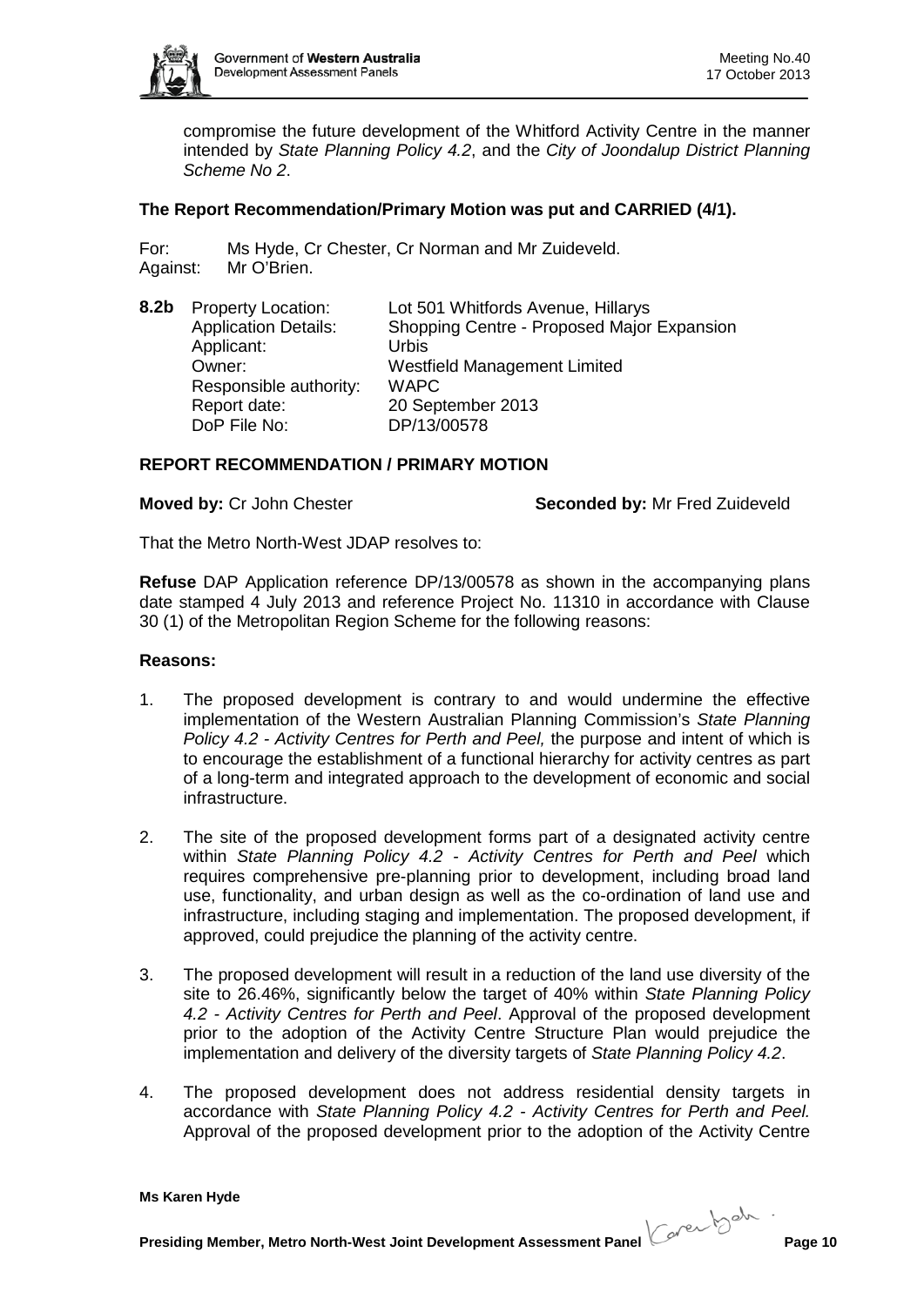compromise the future development of the Whitford Activity Centre in the manner intended by *State Planning Policy 4.2*, and the *City of Joondalup District Planning Scheme No 2*.

**The Report Recommendation/Primary Motion was put and CARRIED (4/1).**

For: Ms Hyde, Cr Chester, Cr Norman and Mr Zuideveld.
Against: Mr O'Brien.

**8.2b** Property Location: Lot 501 Whitfords Avenue, Hillarys
Application Details: Shopping Centre - Proposed Major Expansion
Applicant: Urbis
Owner: Westfield Management Limited
Responsible authority: WAPC
Report date: 20 September 2013
DoP File No: DP/13/00578

**REPORT RECOMMENDATION / PRIMARY MOTION**

**Moved by:** Cr John Chester **Seconded by:** Mr Fred Zuideveld

That the Metro North-West JDAP resolves to:

**Refuse** DAP Application reference DP/13/00578 as shown in the accompanying plans date stamped 4 July 2013 and reference Project No. 11310 in accordance with Clause 30 (1) of the Metropolitan Region Scheme for the following reasons:

**Reasons:**

1. The proposed development is contrary to and would undermine the effective implementation of the Western Australian Planning Commission's *State Planning Policy 4.2 - Activity Centres for Perth and Peel,* the purpose and intent of which is to encourage the establishment of a functional hierarchy for activity centres as part of a long-term and integrated approach to the development of economic and social infrastructure.

2. The site of the proposed development forms part of a designated activity centre within *State Planning Policy 4.2 - Activity Centres for Perth and Peel* which requires comprehensive pre-planning prior to development, including broad land use, functionality, and urban design as well as the co-ordination of land use and infrastructure, including staging and implementation. The proposed development, if approved, could prejudice the planning of the activity centre.

3. The proposed development will result in a reduction of the land use diversity of the site to 26.46%, significantly below the target of 40% within *State Planning Policy 4.2 - Activity Centres for Perth and Peel*. Approval of the proposed development prior to the adoption of the Activity Centre Structure Plan would prejudice the implementation and delivery of the diversity targets of *State Planning Policy 4.2*.

4. The proposed development does not address residential density targets in accordance with *State Planning Policy 4.2 - Activity Centres for Perth and Peel.* Approval of the proposed development prior to the adoption of the Activity Centre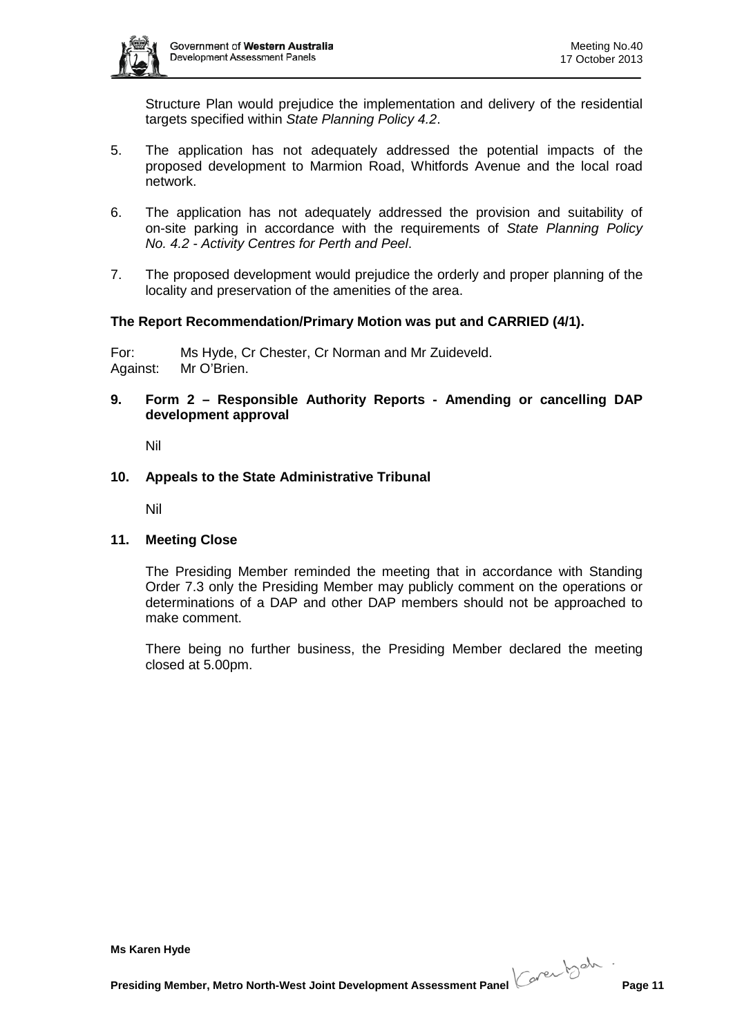Structure Plan would prejudice the implementation and delivery of the residential targets specified within *State Planning Policy 4.2*.

5. The application has not adequately addressed the potential impacts of the proposed development to Marmion Road, Whitfords Avenue and the local road network.

6. The application has not adequately addressed the provision and suitability of on-site parking in accordance with the requirements of *State Planning Policy No. 4.2 - Activity Centres for Perth and Peel*.

7. The proposed development would prejudice the orderly and proper planning of the locality and preservation of the amenities of the area.

**The Report Recommendation/Primary Motion was put and CARRIED (4/1).**

For: Ms Hyde, Cr Chester, Cr Norman and Mr Zuideveld.
Against: Mr O'Brien.

## 9. Form 2 – Responsible Authority Reports - Amending or cancelling DAP development approval

Nil

## 10. Appeals to the State Administrative Tribunal

Nil

## 11. Meeting Close

The Presiding Member reminded the meeting that in accordance with Standing Order 7.3 only the Presiding Member may publicly comment on the operations or determinations of a DAP and other DAP members should not be approached to make comment.

There being no further business, the Presiding Member declared the meeting closed at 5.00pm.

**Ms Karen Hyde**

**Presiding Member, Metro North-West Joint Development Assessment Panel**